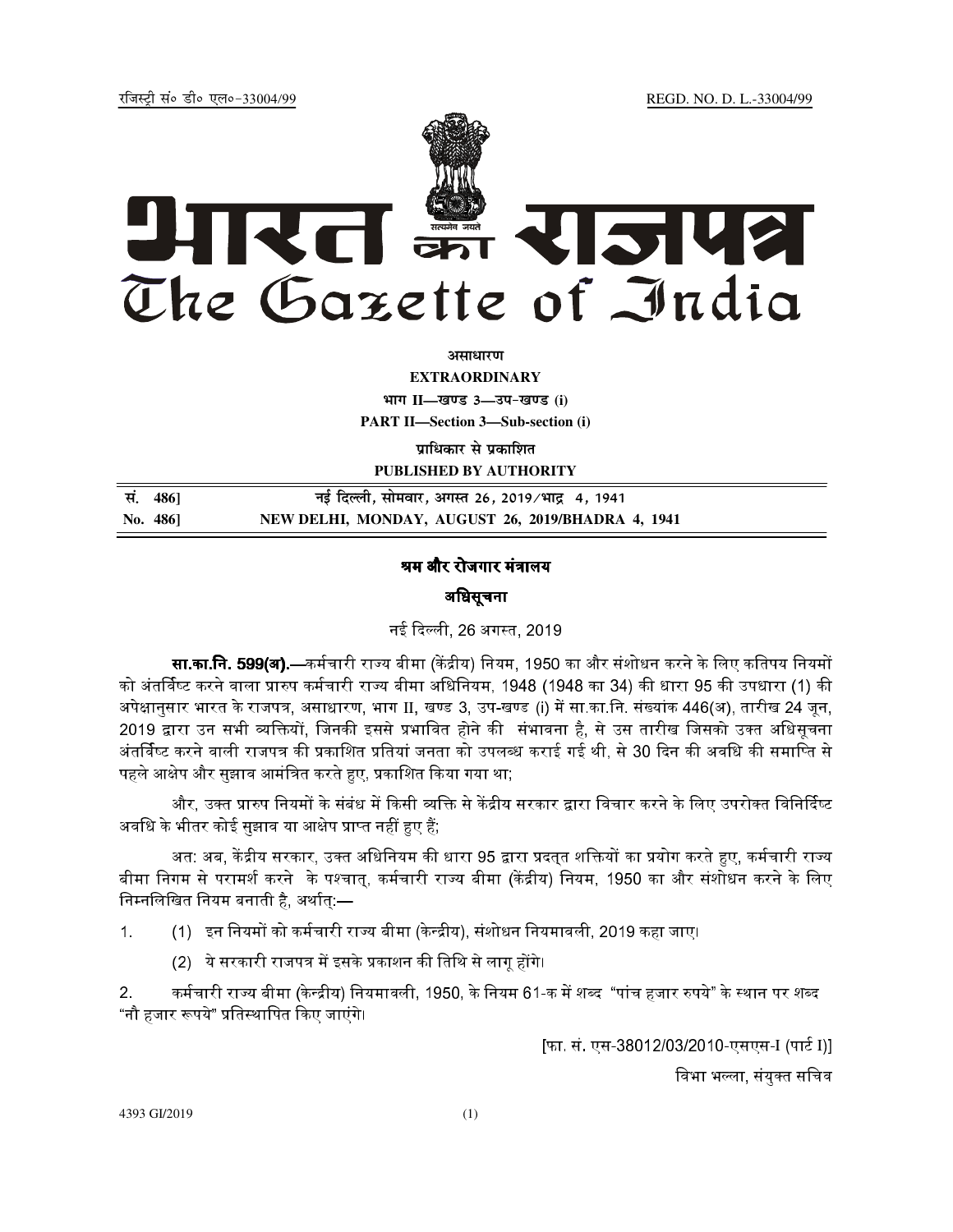रजिस्ट्री सं० डी० एल०-33004/99 REGD. NO. D. L.-33004/99

# भारत का राजपत्र
# The Gazette of India

**असाधारण**
**EXTRAORDINARY**
**भाग II—खण्ड 3—उप-खण्ड (i)**
**PART II—Section 3—Sub-section (i)**
**प्राधिकार से प्रकाशित**
**PUBLISHED BY AUTHORITY**

| सं. 486] | नई दिल्ली, सोमवार, अगस्त 26, 2019/भाद्र 4, 1941 |
|---|---|
| No. 486] | NEW DELHI, MONDAY, AUGUST 26, 2019/BHADRA 4, 1941 |

## श्रम और रोजगार मंत्रालय

### अधिसूचना

नई दिल्ली, 26 अगस्त, 2019

**सा.का.नि. 599(अ).**—कर्मचारी राज्य बीमा (केंद्रीय) नियम, 1950 का और संशोधन करने के लिए कतिपय नियमों को अंतर्विष्ट करने वाला प्रारुप कर्मचारी राज्य बीमा अधिनियम, 1948 (1948 का 34) की धारा 95 की उपधारा (1) की अपेक्षानुसार भारत के राजपत्र, असाधारण, भाग II, खण्ड 3, उप-खण्ड (i) में सा.का.नि. संख्यांक 446(अ), तारीख 24 जून, 2019 द्वारा उन सभी व्यक्तियों, जिनकी इससे प्रभावित होने की संभावना है, से उस तारीख जिसको उक्त अधिसूचना अंतर्विष्ट करने वाली राजपत्र की प्रकाशित प्रतियां जनता को उपलब्ध कराई गई थी, से 30 दिन की अवधि की समाप्ति से पहले आक्षेप और सुझाव आमंत्रित करते हुए, प्रकाशित किया गया था;

और, उक्त प्रारुप नियमों के संबंध में किसी व्यक्ति से केंद्रीय सरकार द्वारा विचार करने के लिए उपरोक्त विनिर्दिष्ट अवधि के भीतर कोई सुझाव या आक्षेप प्राप्त नहीं हुए हैं;

अत: अब, केंद्रीय सरकार, उक्त अधिनियम की धारा 95 द्वारा प्रदत्त शक्तियों का प्रयोग करते हुए, कर्मचारी राज्य बीमा निगम से परामर्श करने के पश्चात्, कर्मचारी राज्य बीमा (केंद्रीय) नियम, 1950 का और संशोधन करने के लिए निम्नलिखित नियम बनाती है, अर्थात्:—

1. (1) इन नियमों को कर्मचारी राज्य बीमा (केन्द्रीय), संशोधन नियमावली, 2019 कहा जाए।

   (2) ये सरकारी राजपत्र में इसके प्रकाशन की तिथि से लागू होंगे।

2. कर्मचारी राज्य बीमा (केन्द्रीय) नियमावली, 1950, के नियम 61-क में शब्द "पांच हज़ार रुपये" के स्थान पर शब्द "नौ हज़ार रूपये" प्रतिस्थापित किए जाएंगे।

[फा. सं. एस-38012/03/2010-एसएस-I (पार्ट I)]

विभा भल्ला, संयुक्त सचिव

4393 GI/2019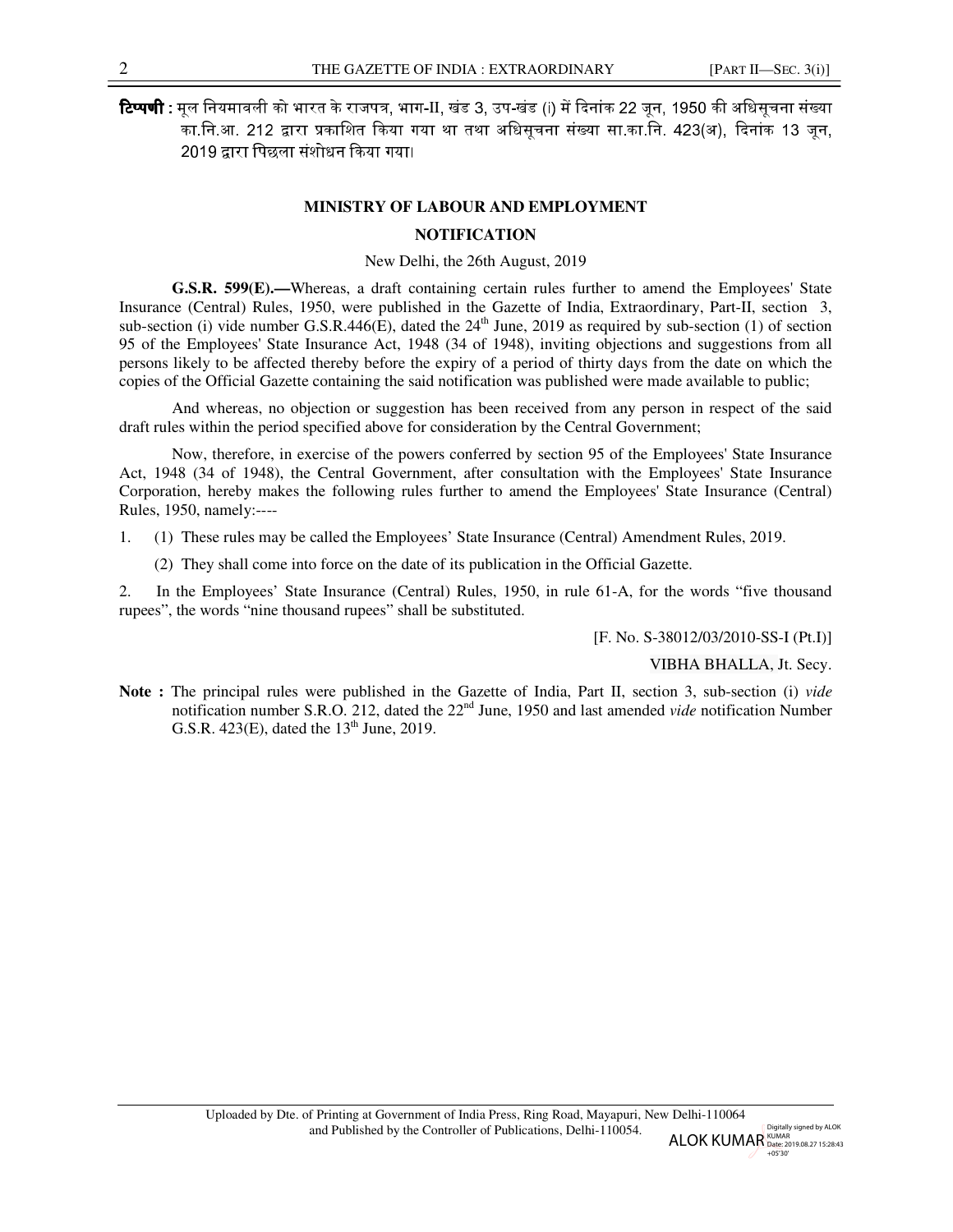**टिप्पणी :** मूल नियमावली को भारत के राजपत्र, भाग-II, खंड 3, उप-खंड (i) में दिनांक 22 जून, 1950 की अधिसूचना संख्या का.नि.आ. 212 द्वारा प्रकाशित किया गया था तथा अधिसूचना संख्या सा.का.नि. 423(अ), दिनांक 13 जून, 2019 द्वारा पिछला संशोधन किया गया।

## MINISTRY OF LABOUR AND EMPLOYMENT

## NOTIFICATION

New Delhi, the 26th August, 2019

**G.S.R. 599(E).—**Whereas, a draft containing certain rules further to amend the Employees' State Insurance (Central) Rules, 1950, were published in the Gazette of India, Extraordinary, Part-II, section 3, sub-section (i) vide number G.S.R.446(E), dated the 24th June, 2019 as required by sub-section (1) of section 95 of the Employees' State Insurance Act, 1948 (34 of 1948), inviting objections and suggestions from all persons likely to be affected thereby before the expiry of a period of thirty days from the date on which the copies of the Official Gazette containing the said notification was published were made available to public;

And whereas, no objection or suggestion has been received from any person in respect of the said draft rules within the period specified above for consideration by the Central Government;

Now, therefore, in exercise of the powers conferred by section 95 of the Employees' State Insurance Act, 1948 (34 of 1948), the Central Government, after consultation with the Employees' State Insurance Corporation, hereby makes the following rules further to amend the Employees' State Insurance (Central) Rules, 1950, namely:----

1. (1) These rules may be called the Employees' State Insurance (Central) Amendment Rules, 2019.

   (2) They shall come into force on the date of its publication in the Official Gazette.

2. In the Employees' State Insurance (Central) Rules, 1950, in rule 61-A, for the words "five thousand rupees", the words "nine thousand rupees" shall be substituted.

[F. No. S-38012/03/2010-SS-I (Pt.I)]

VIBHA BHALLA, Jt. Secy.

**Note :** The principal rules were published in the Gazette of India, Part II, section 3, sub-section (i) *vide* notification number S.R.O. 212, dated the 22nd June, 1950 and last amended *vide* notification Number G.S.R. 423(E), dated the 13th June, 2019.

Uploaded by Dte. of Printing at Government of India Press, Ring Road, Mayapuri, New Delhi-110064 and Published by the Controller of Publications, Delhi-110054.

ALOK KUMAR Digitally signed by ALOK KUMAR Date: 2019.08.27 15:28:43 +05'30'